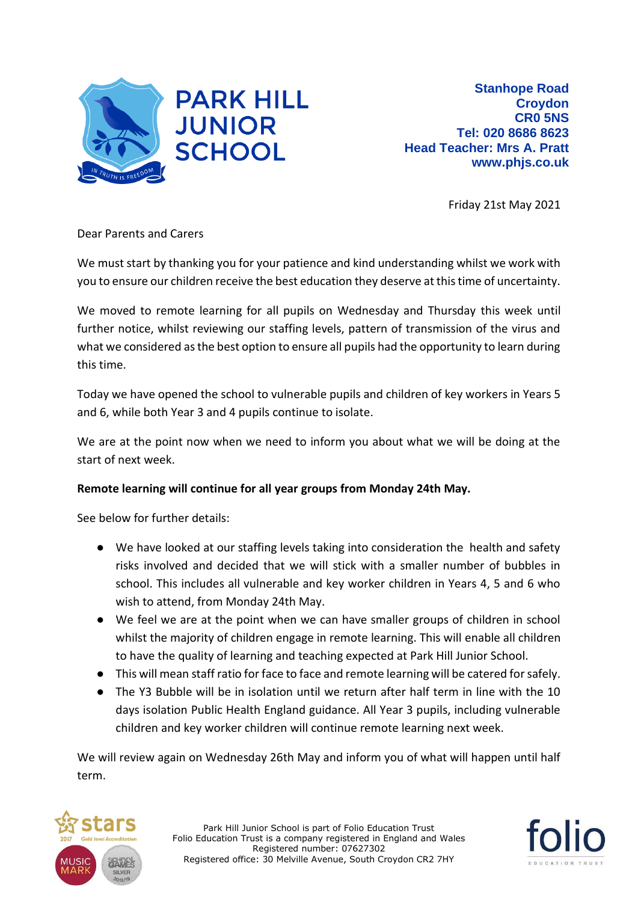# PARK HILL JUNIOR SCHOOL

**Stanhope Road**
**Croydon**
**CR0 5NS**
**Tel: 020 8686 8623**
**Head Teacher: Mrs A. Pratt**
**www.phjs.co.uk**

Friday 21st May 2021

Dear Parents and Carers

We must start by thanking you for your patience and kind understanding whilst we work with you to ensure our children receive the best education they deserve at this time of uncertainty.

We moved to remote learning for all pupils on Wednesday and Thursday this week until further notice, whilst reviewing our staffing levels, pattern of transmission of the virus and what we considered as the best option to ensure all pupils had the opportunity to learn during this time.

Today we have opened the school to vulnerable pupils and children of key workers in Years 5 and 6, while both Year 3 and 4 pupils continue to isolate.

We are at the point now when we need to inform you about what we will be doing at the start of next week.

**Remote learning will continue for all year groups from Monday 24th May.**

See below for further details:

- We have looked at our staffing levels taking into consideration the health and safety risks involved and decided that we will stick with a smaller number of bubbles in school. This includes all vulnerable and key worker children in Years 4, 5 and 6 who wish to attend, from Monday 24th May.
- We feel we are at the point when we can have smaller groups of children in school whilst the majority of children engage in remote learning. This will enable all children to have the quality of learning and teaching expected at Park Hill Junior School.
- This will mean staff ratio for face to face and remote learning will be catered for safely.
- The Y3 Bubble will be in isolation until we return after half term in line with the 10 days isolation Public Health England guidance. All Year 3 pupils, including vulnerable children and key worker children will continue remote learning next week.

We will review again on Wednesday 26th May and inform you of what will happen until half term.

Park Hill Junior School is part of Folio Education Trust
Folio Education Trust is a company registered in England and Wales
Registered number: 07627302
Registered office: 30 Melville Avenue, South Croydon CR2 7HY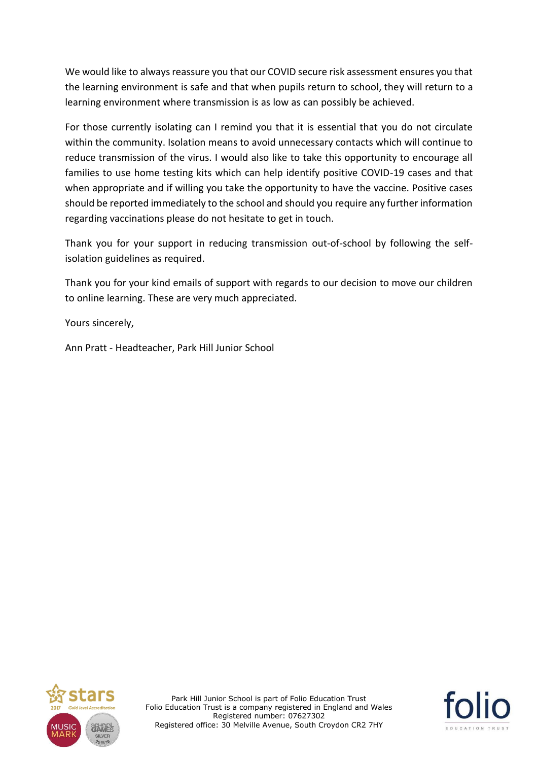We would like to always reassure you that our COVID secure risk assessment ensures you that the learning environment is safe and that when pupils return to school, they will return to a learning environment where transmission is as low as can possibly be achieved.

For those currently isolating can I remind you that it is essential that you do not circulate within the community. Isolation means to avoid unnecessary contacts which will continue to reduce transmission of the virus. I would also like to take this opportunity to encourage all families to use home testing kits which can help identify positive COVID-19 cases and that when appropriate and if willing you take the opportunity to have the vaccine. Positive cases should be reported immediately to the school and should you require any further information regarding vaccinations please do not hesitate to get in touch.

Thank you for your support in reducing transmission out-of-school by following the self-isolation guidelines as required.

Thank you for your kind emails of support with regards to our decision to move our children to online learning. These are very much appreciated.

Yours sincerely,

Ann Pratt - Headteacher, Park Hill Junior School